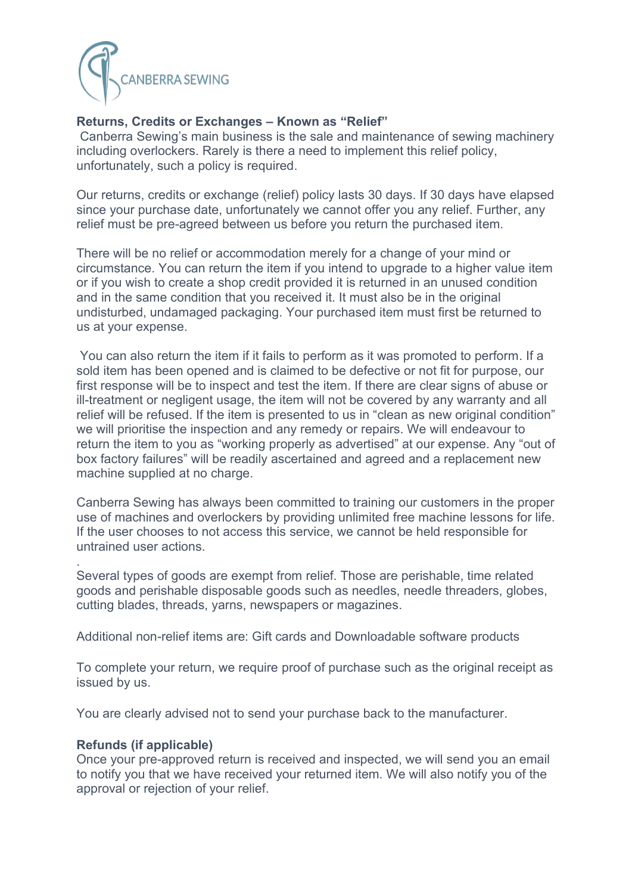CANBERRA SEWING

**Returns, Credits or Exchanges – Known as "Relief"**

Canberra Sewing's main business is the sale and maintenance of sewing machinery including overlockers. Rarely is there a need to implement this relief policy, unfortunately, such a policy is required.

Our returns, credits or exchange (relief) policy lasts 30 days. If 30 days have elapsed since your purchase date, unfortunately we cannot offer you any relief. Further, any relief must be pre-agreed between us before you return the purchased item.

There will be no relief or accommodation merely for a change of your mind or circumstance. You can return the item if you intend to upgrade to a higher value item or if you wish to create a shop credit provided it is returned in an unused condition and in the same condition that you received it. It must also be in the original undisturbed, undamaged packaging. Your purchased item must first be returned to us at your expense.

You can also return the item if it fails to perform as it was promoted to perform. If a sold item has been opened and is claimed to be defective or not fit for purpose, our first response will be to inspect and test the item. If there are clear signs of abuse or ill-treatment or negligent usage, the item will not be covered by any warranty and all relief will be refused. If the item is presented to us in "clean as new original condition" we will prioritise the inspection and any remedy or repairs. We will endeavour to return the item to you as "working properly as advertised" at our expense. Any "out of box factory failures" will be readily ascertained and agreed and a replacement new machine supplied at no charge.

Canberra Sewing has always been committed to training our customers in the proper use of machines and overlockers by providing unlimited free machine lessons for life. If the user chooses to not access this service, we cannot be held responsible for untrained user actions.

.

Several types of goods are exempt from relief. Those are perishable, time related goods and perishable disposable goods such as needles, needle threaders, globes, cutting blades, threads, yarns, newspapers or magazines.

Additional non-relief items are: Gift cards and Downloadable software products

To complete your return, we require proof of purchase such as the original receipt as issued by us.

You are clearly advised not to send your purchase back to the manufacturer.

**Refunds (if applicable)**

Once your pre-approved return is received and inspected, we will send you an email to notify you that we have received your returned item. We will also notify you of the approval or rejection of your relief.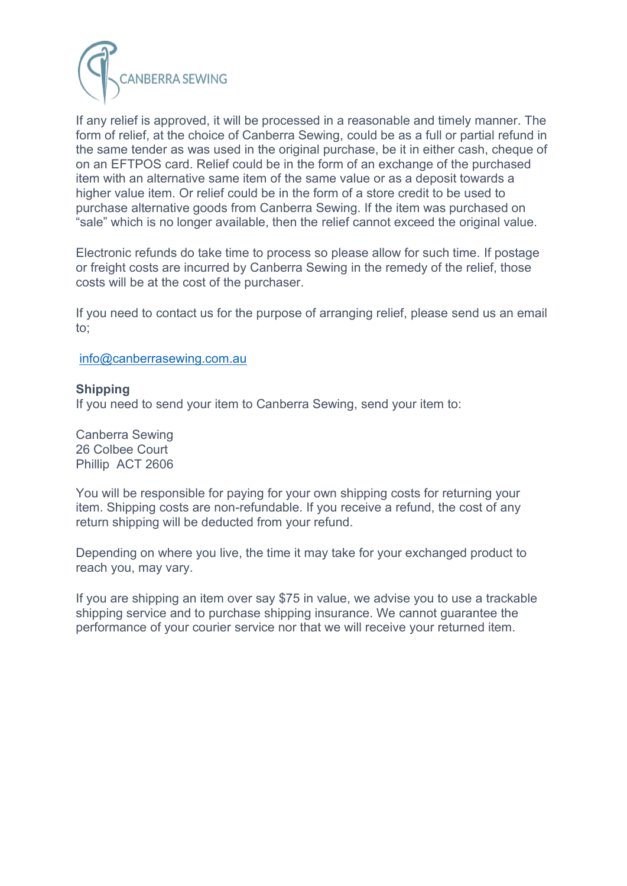If any relief is approved, it will be processed in a reasonable and timely manner. The form of relief, at the choice of Canberra Sewing, could be as a full or partial refund in the same tender as was used in the original purchase, be it in either cash, cheque of on an EFTPOS card. Relief could be in the form of an exchange of the purchased item with an alternative same item of the same value or as a deposit towards a higher value item. Or relief could be in the form of a store credit to be used to purchase alternative goods from Canberra Sewing. If the item was purchased on "sale" which is no longer available, then the relief cannot exceed the original value.

Electronic refunds do take time to process so please allow for such time. If postage or freight costs are incurred by Canberra Sewing in the remedy of the relief, those costs will be at the cost of the purchaser.

If you need to contact us for the purpose of arranging relief, please send us an email to;

info@canberrasewing.com.au

**Shipping**
If you need to send your item to Canberra Sewing, send your item to:

Canberra Sewing
26 Colbee Court
Phillip ACT 2606

You will be responsible for paying for your own shipping costs for returning your item. Shipping costs are non-refundable. If you receive a refund, the cost of any return shipping will be deducted from your refund.

Depending on where you live, the time it may take for your exchanged product to reach you, may vary.

If you are shipping an item over say $75 in value, we advise you to use a trackable shipping service and to purchase shipping insurance. We cannot guarantee the performance of your courier service nor that we will receive your returned item.